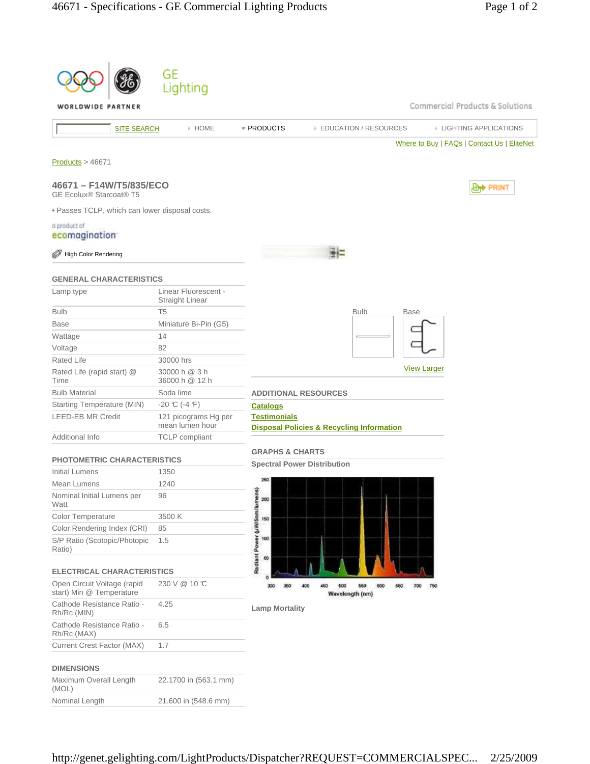GE Lighting

WORLDWIDE PARTNER

Commercial Products & Solutions

SITE SEARCH | HOME | PRODUCTS | EDUCATION / RESOURCES | LIGHTING APPLICATIONS

Where to Buy | FAQs | Contact Us | EliteNet

Products > 46671

## 46671 – F14W/T5/835/ECO

GE Ecolux® Starcoat® T5

PRINT

- Passes TCLP, which can lower disposal costs.

a product of ecomagination

High Color Rendering

### GENERAL CHARACTERISTICS

| | |
|---|---|
| Lamp type | Linear Fluorescent - Straight Linear |
| Bulb | T5 |
| Base | Miniature Bi-Pin (G5) |
| Wattage | 14 |
| Voltage | 82 |
| Rated Life | 30000 hrs |
| Rated Life (rapid start) @ Time | 30000 h @ 3 h<br>36000 h @ 12 h |
| Bulb Material | Soda lime |
| Starting Temperature (MIN) | -20 ℃ (-4 ℉) |
| LEED-EB MR Credit | 121 picograms Hg per mean lumen hour |
| Additional Info | TCLP compliant |

### PHOTOMETRIC CHARACTERISTICS

| | |
|---|---|
| Initial Lumens | 1350 |
| Mean Lumens | 1240 |
| Nominal Initial Lumens per Watt | 96 |
| Color Temperature | 3500 K |
| Color Rendering Index (CRI) | 85 |
| S/P Ratio (Scotopic/Photopic Ratio) | 1.5 |

### ELECTRICAL CHARACTERISTICS

| | |
|---|---|
| Open Circuit Voltage (rapid start) Min @ Temperature | 230 V @ 10 ℃ |
| Cathode Resistance Ratio - Rh/Rc (MIN) | 4.25 |
| Cathode Resistance Ratio - Rh/Rc (MAX) | 6.5 |
| Current Crest Factor (MAX) | 1.7 |

### DIMENSIONS

| | |
|---|---|
| Maximum Overall Length (MOL) | 22.1700 in (563.1 mm) |
| Nominal Length | 21.600 in (548.6 mm) |

Bulb | Base

View Larger

### ADDITIONAL RESOURCES

Catalogs

Testimonials

Disposal Policies & Recycling Information

### GRAPHS & CHARTS

**Spectral Power Distribution**

Radiant Power (µW/5nm/lumens): 0, 50, 100, 150, 200, 250

Wavelength (nm): 300, 350, 400, 450, 500, 550, 600, 650, 700, 750

**Lamp Mortality**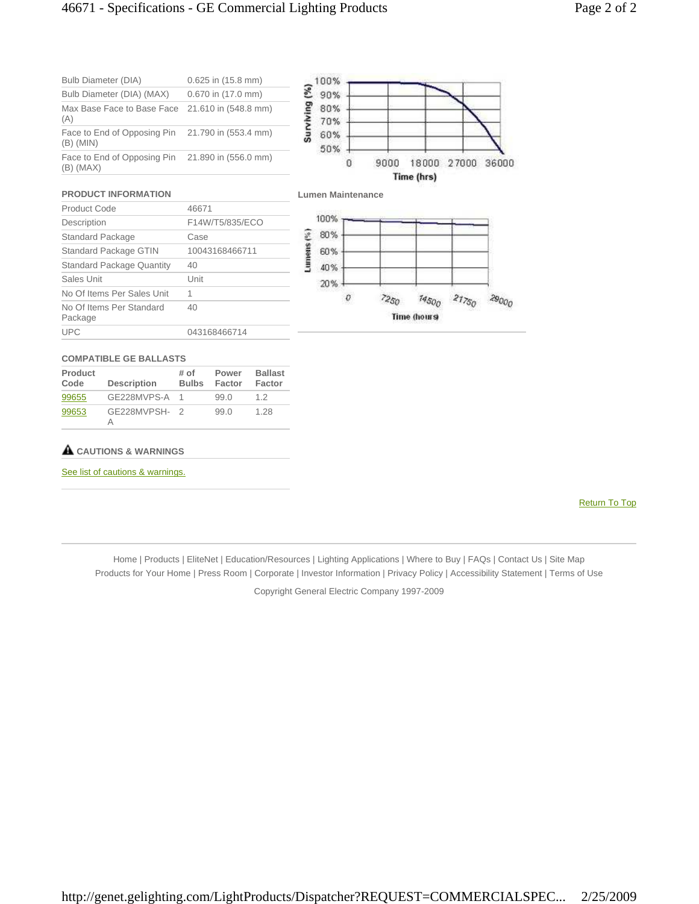| | |
|---|---|
| Bulb Diameter (DIA) | 0.625 in (15.8 mm) |
| Bulb Diameter (DIA) (MAX) | 0.670 in (17.0 mm) |
| Max Base Face to Base Face (A) | 21.610 in (548.8 mm) |
| Face to End of Opposing Pin (B) (MIN) | 21.790 in (553.4 mm) |
| Face to End of Opposing Pin (B) (MAX) | 21.890 in (556.0 mm) |

Surviving (%)
100%
90%
80%
70%
60%
50%
0 9000 18000 27000 36000
Time (hrs)

### PRODUCT INFORMATION

| | |
|---|---|
| Product Code | 46671 |
| Description | F14W/T5/835/ECO |
| Standard Package | Case |
| Standard Package GTIN | 10043168466711 |
| Standard Package Quantity | 40 |
| Sales Unit | Unit |
| No Of Items Per Sales Unit | 1 |
| No Of Items Per Standard Package | 40 |
| UPC | 043168466714 |

### Lumen Maintenance

Lumens (%)
100%
80%
60%
40%
20%
0 7250 14500 21750 29000
Time (hours)

### COMPATIBLE GE BALLASTS

| Product Code | Description | # of Bulbs | Power Factor | Ballast Factor |
|---|---|---|---|---|
| 99655 | GE228MVPS-A | 1 | 99.0 | 1.2 |
| 99653 | GE228MVPSH-A | 2 | 99.0 | 1.28 |

### CAUTIONS & WARNINGS

See list of cautions & warnings.

Return To Top

Home | Products | EliteNet | Education/Resources | Lighting Applications | Where to Buy | FAQs | Contact Us | Site Map
Products for Your Home | Press Room | Corporate | Investor Information | Privacy Policy | Accessibility Statement | Terms of Use

Copyright General Electric Company 1997-2009